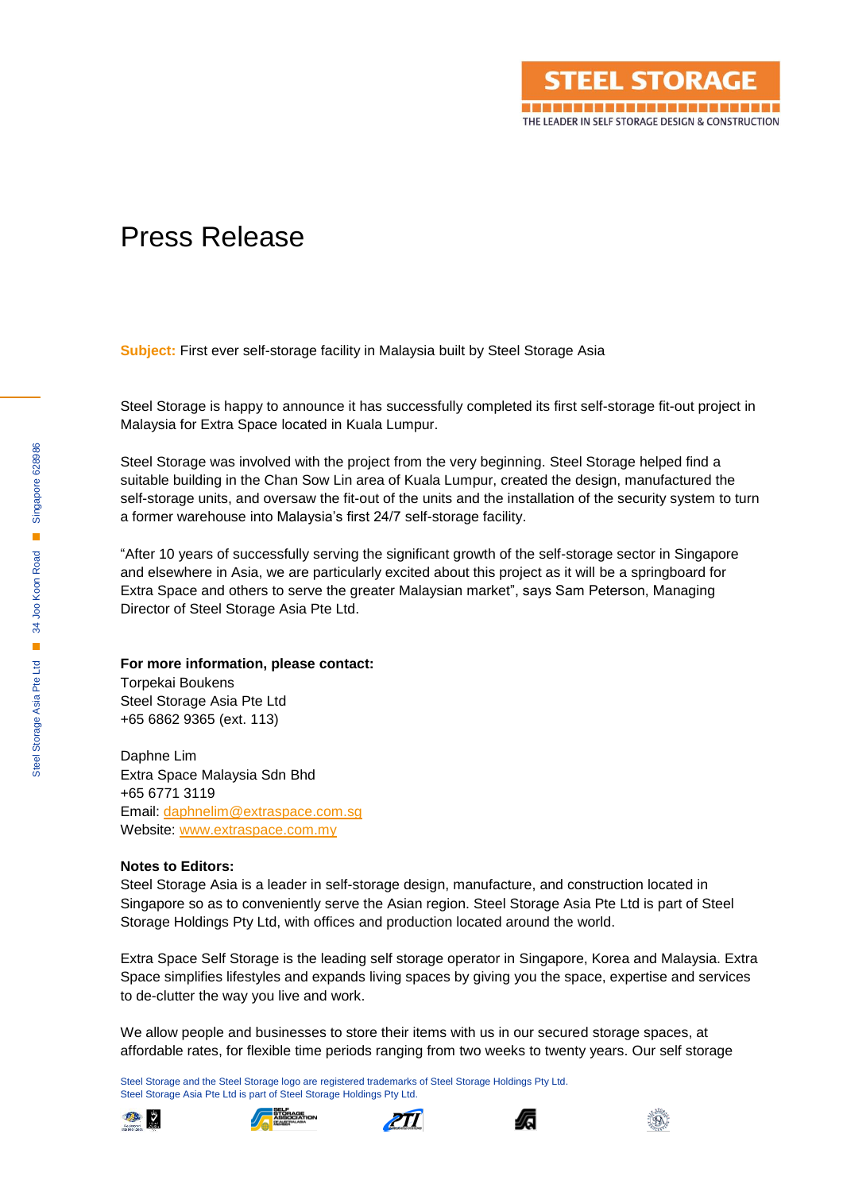# Press Release

**Subject:** First ever self-storage facility in Malaysia built by Steel Storage Asia

Steel Storage is happy to announce it has successfully completed its first self-storage fit-out project in Malaysia for Extra Space located in Kuala Lumpur.

Steel Storage was involved with the project from the very beginning. Steel Storage helped find a suitable building in the Chan Sow Lin area of Kuala Lumpur, created the design, manufactured the self-storage units, and oversaw the fit-out of the units and the installation of the security system to turn a former warehouse into Malaysia's first 24/7 self-storage facility.

"After 10 years of successfully serving the significant growth of the self-storage sector in Singapore and elsewhere in Asia, we are particularly excited about this project as it will be a springboard for Extra Space and others to serve the greater Malaysian market", says Sam Peterson, Managing Director of Steel Storage Asia Pte Ltd.

**For more information, please contact:**
Torpekai Boukens
Steel Storage Asia Pte Ltd
+65 6862 9365 (ext. 113)

Daphne Lim
Extra Space Malaysia Sdn Bhd
+65 6771 3119
Email: daphnelim@extraspace.com.sg
Website: www.extraspace.com.my

**Notes to Editors:**
Steel Storage Asia is a leader in self-storage design, manufacture, and construction located in Singapore so as to conveniently serve the Asian region. Steel Storage Asia Pte Ltd is part of Steel Storage Holdings Pty Ltd, with offices and production located around the world.

Extra Space Self Storage is the leading self storage operator in Singapore, Korea and Malaysia. Extra Space simplifies lifestyles and expands living spaces by giving you the space, expertise and services to de-clutter the way you live and work.

We allow people and businesses to store their items with us in our secured storage spaces, at affordable rates, for flexible time periods ranging from two weeks to twenty years. Our self storage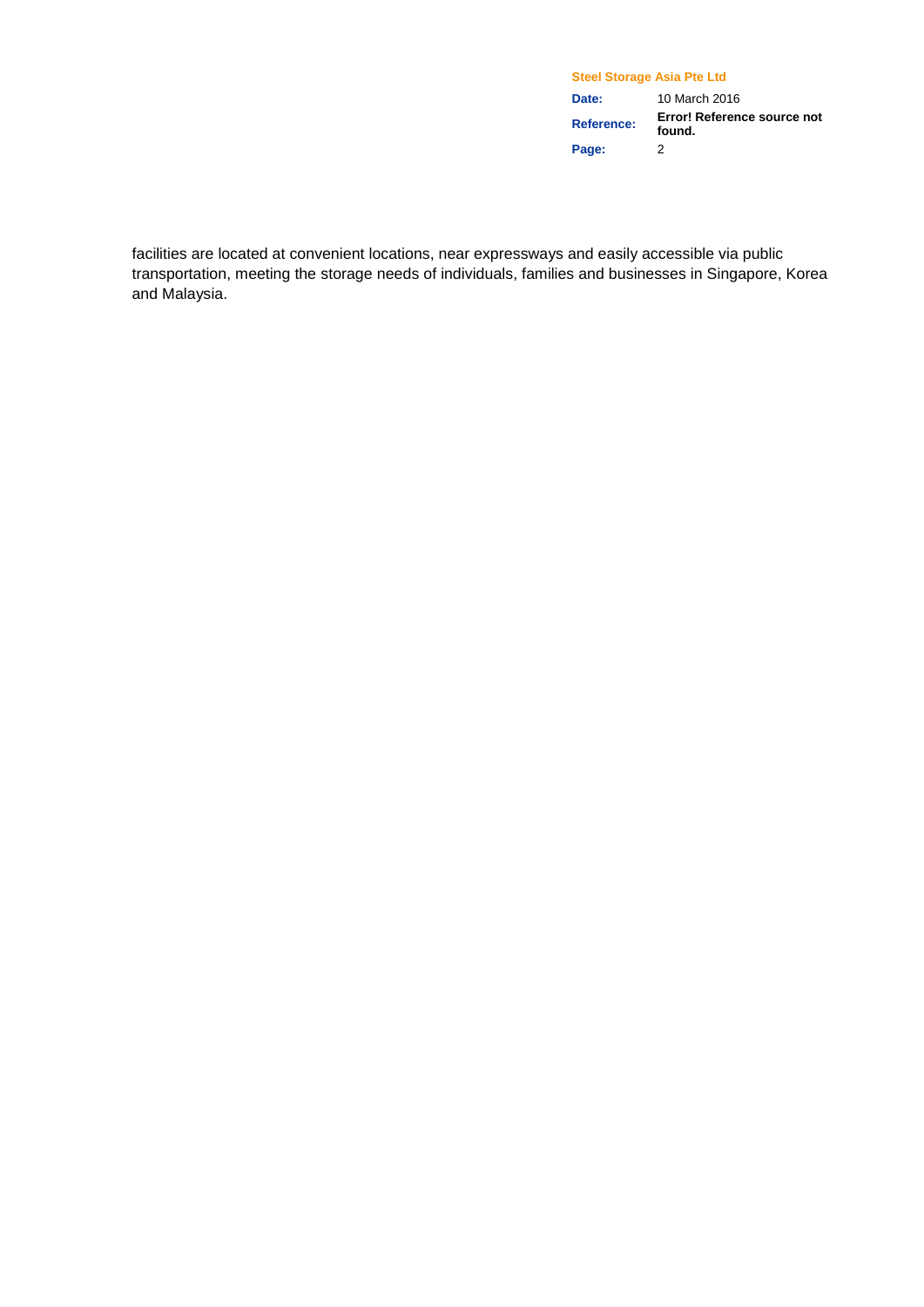facilities are located at convenient locations, near expressways and easily accessible via public transportation, meeting the storage needs of individuals, families and businesses in Singapore, Korea and Malaysia.